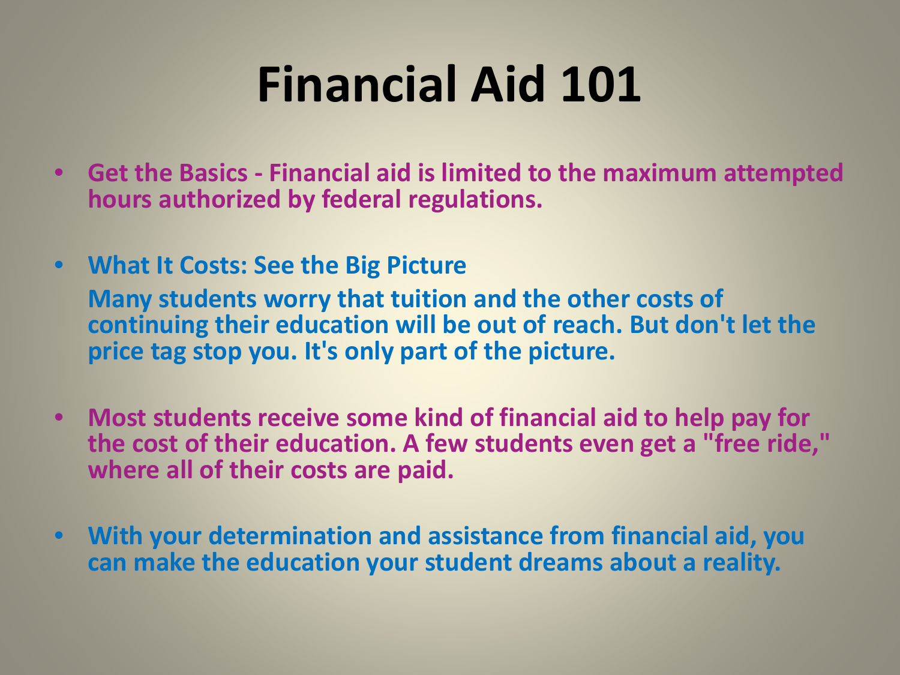# Financial Aid 101

- **Get the Basics - Financial aid is limited to the maximum attempted hours authorized by federal regulations.**

- **What It Costs: See the Big Picture**

  **Many students worry that tuition and the other costs of continuing their education will be out of reach. But don't let the price tag stop you. It's only part of the picture.**

- **Most students receive some kind of financial aid to help pay for the cost of their education. A few students even get a "free ride," where all of their costs are paid.**

- **With your determination and assistance from financial aid, you can make the education your student dreams about a reality.**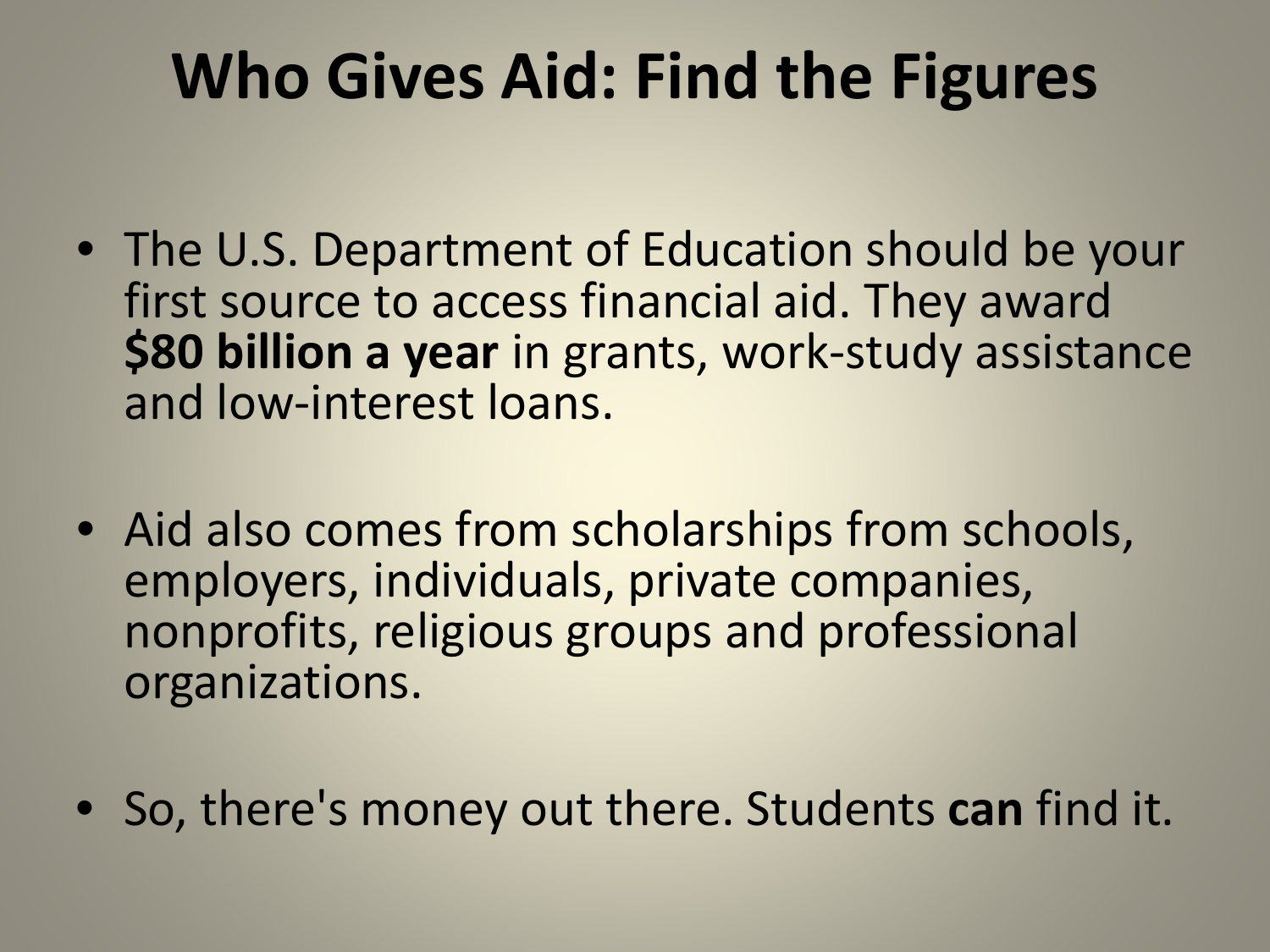# Who Gives Aid: Find the Figures

- The U.S. Department of Education should be your first source to access financial aid. They award **$80 billion a year** in grants, work-study assistance and low-interest loans.

- Aid also comes from scholarships from schools, employers, individuals, private companies, nonprofits, religious groups and professional organizations.

- So, there's money out there. Students **can** find it.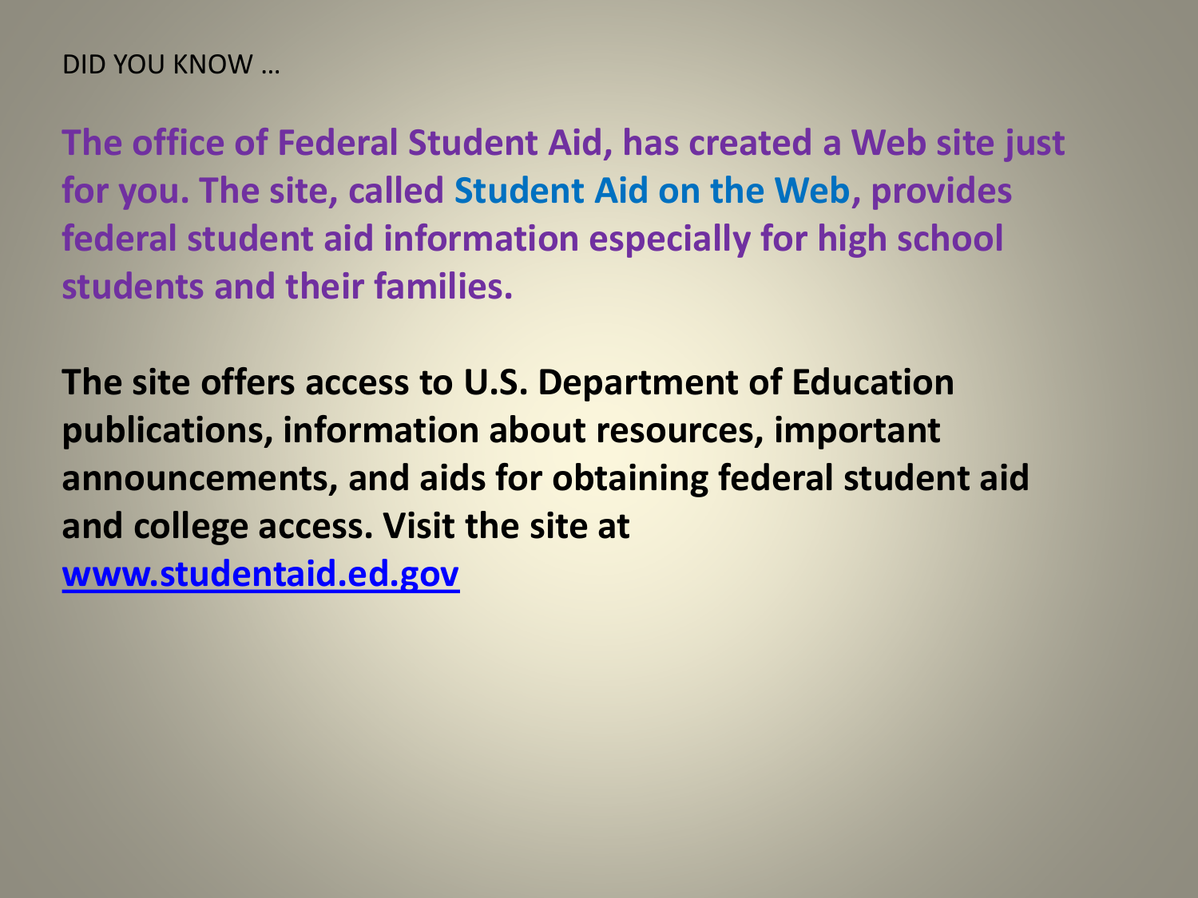DID YOU KNOW …

**The office of Federal Student Aid, has created a Web site just for you. The site, called Student Aid on the Web, provides federal student aid information especially for high school students and their families.**

**The site offers access to U.S. Department of Education publications, information about resources, important announcements, and aids for obtaining federal student aid and college access. Visit the site at [www.studentaid.ed.gov](www.studentaid.ed.gov)**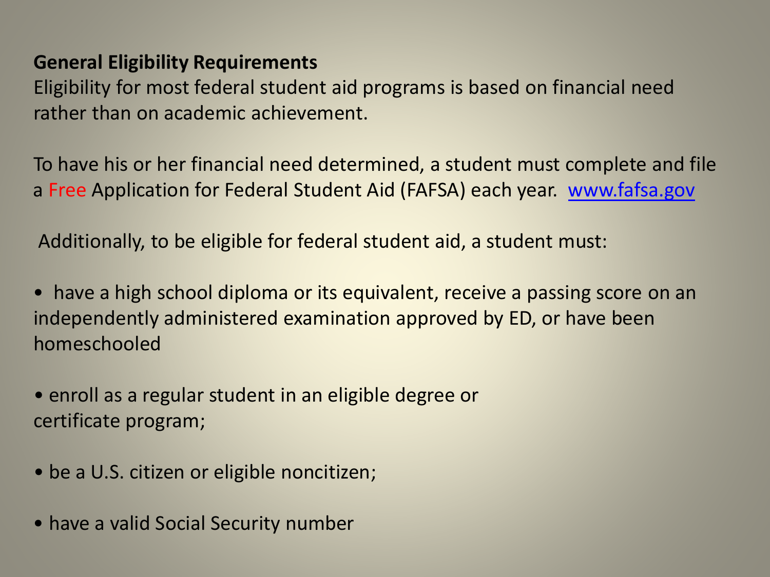**General Eligibility Requirements**

Eligibility for most federal student aid programs is based on financial need rather than on academic achievement.

To have his or her financial need determined, a student must complete and file a Free Application for Federal Student Aid (FAFSA) each year. www.fafsa.gov

Additionally, to be eligible for federal student aid, a student must:

- have a high school diploma or its equivalent, receive a passing score on an independently administered examination approved by ED, or have been homeschooled
- enroll as a regular student in an eligible degree or certificate program;
- be a U.S. citizen or eligible noncitizen;
- have a valid Social Security number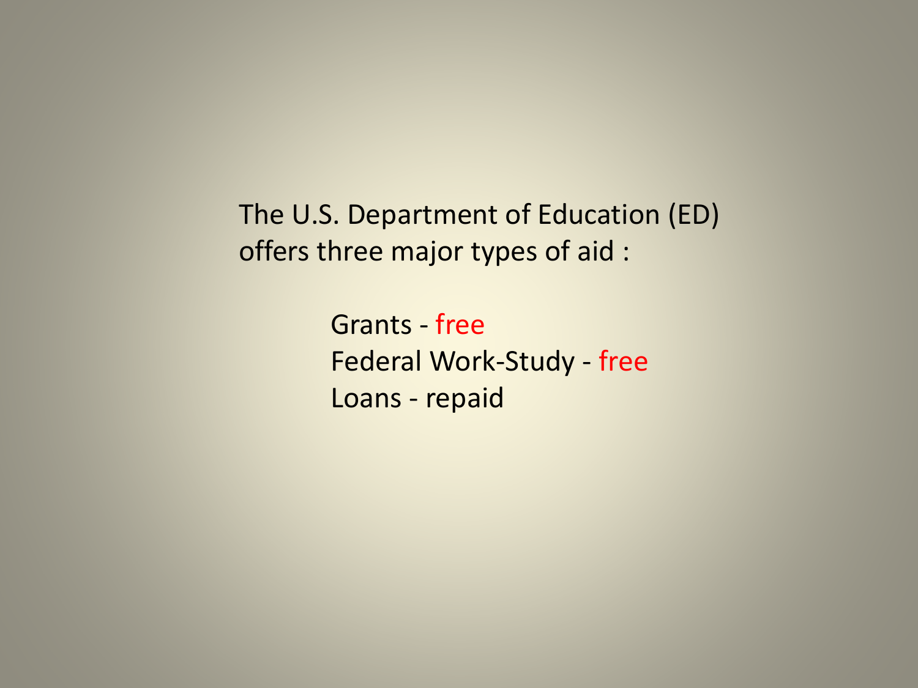The U.S. Department of Education (ED) offers three major types of aid :

- Grants - free
- Federal Work-Study - free
- Loans - repaid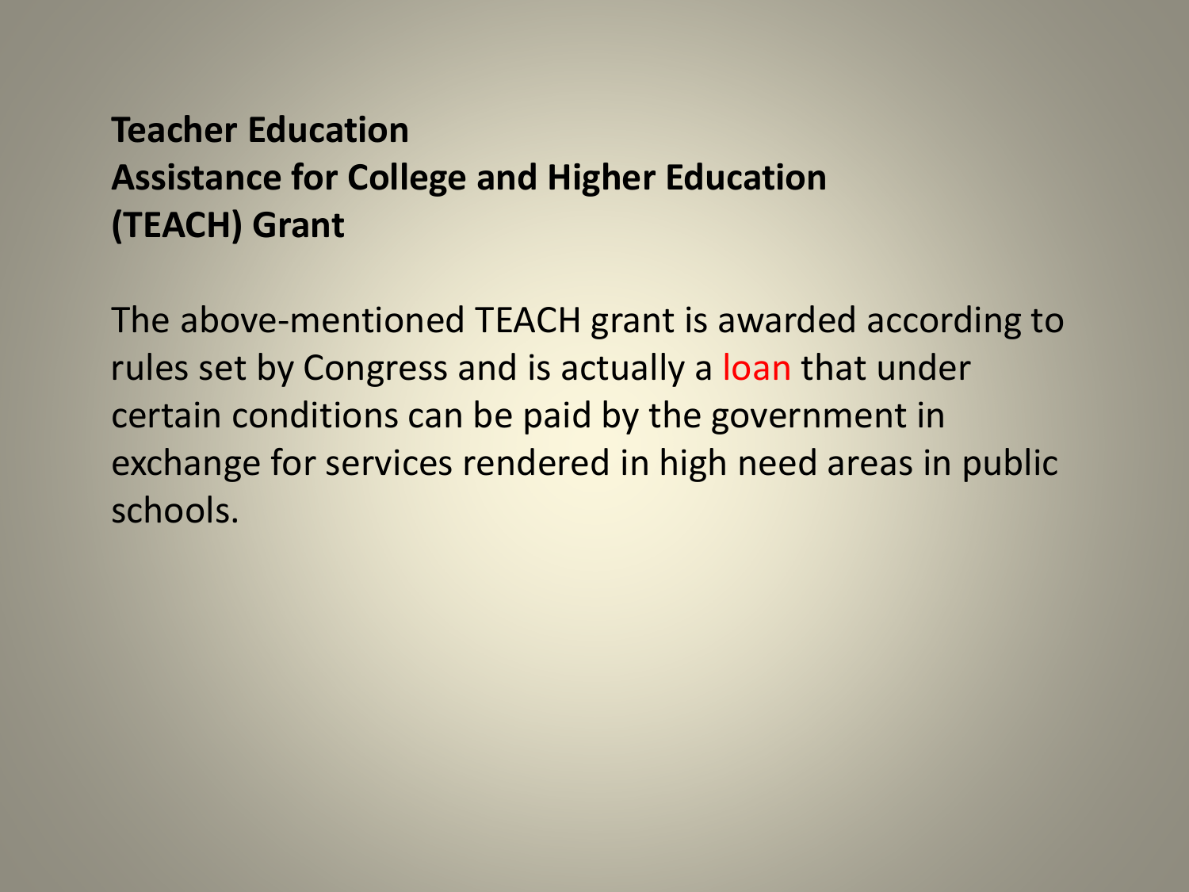**Teacher Education**
**Assistance for College and Higher Education**
**(TEACH) Grant**

The above-mentioned TEACH grant is awarded according to rules set by Congress and is actually a loan that under certain conditions can be paid by the government in exchange for services rendered in high need areas in public schools.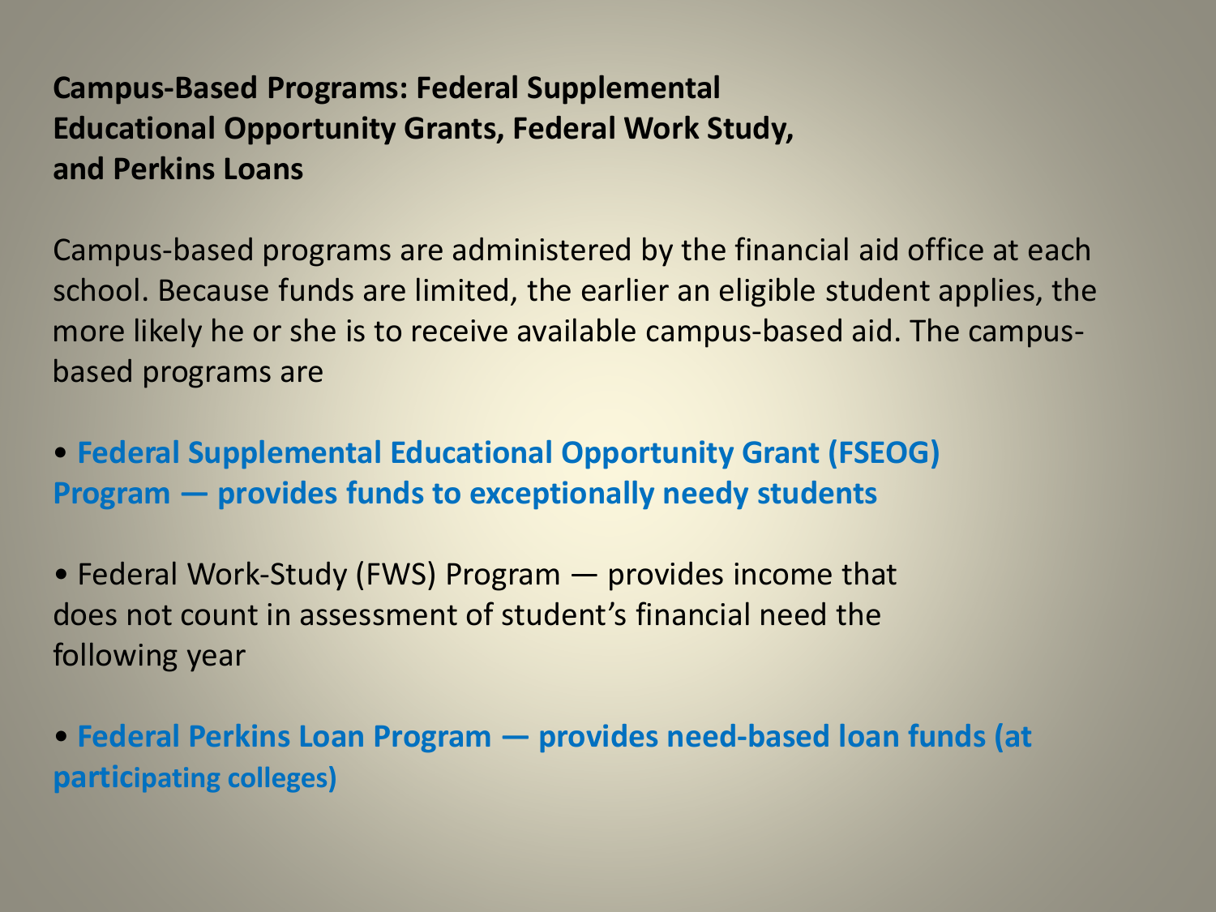**Campus-Based Programs: Federal Supplemental Educational Opportunity Grants, Federal Work Study, and Perkins Loans**

Campus-based programs are administered by the financial aid office at each school. Because funds are limited, the earlier an eligible student applies, the more likely he or she is to receive available campus-based aid. The campus-based programs are

- **Federal Supplemental Educational Opportunity Grant (FSEOG) Program — provides funds to exceptionally needy students**

- Federal Work-Study (FWS) Program — provides income that does not count in assessment of student's financial need the following year

- **Federal Perkins Loan Program — provides need-based loan funds (at participating colleges)**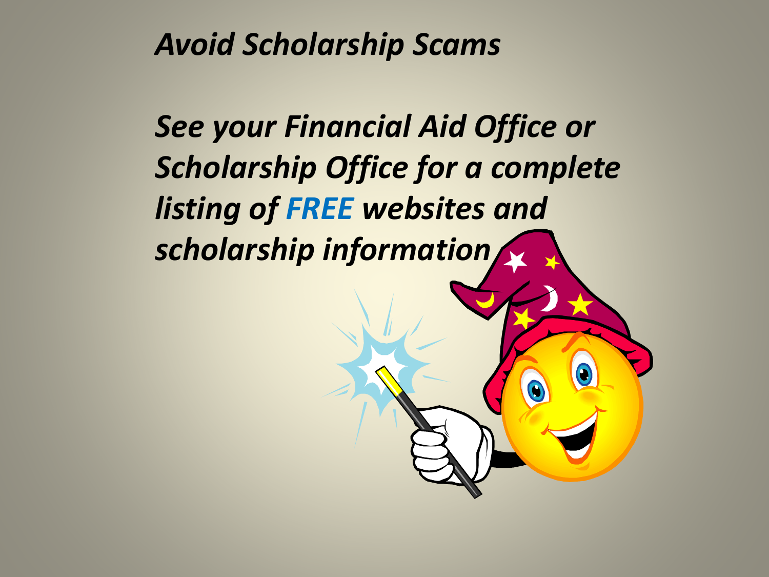# *Avoid Scholarship Scams*

*See your Financial Aid Office or Scholarship Office for a complete listing of **FREE** websites and scholarship information*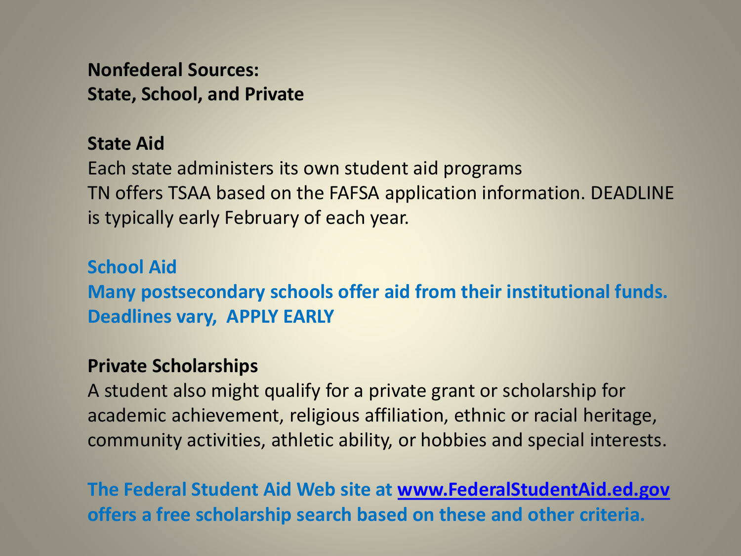**Nonfederal Sources:**
**State, School, and Private**

**State Aid**

Each state administers its own student aid programs
TN offers TSAA based on the FAFSA application information. DEADLINE is typically early February of each year.

**School Aid**

**Many postsecondary schools offer aid from their institutional funds. Deadlines vary, APPLY EARLY**

**Private Scholarships**

A student also might qualify for a private grant or scholarship for academic achievement, religious affiliation, ethnic or racial heritage, community activities, athletic ability, or hobbies and special interests.

**The Federal Student Aid Web site at [www.FederalStudentAid.ed.gov](http://www.FederalStudentAid.ed.gov) offers a free scholarship search based on these and other criteria.**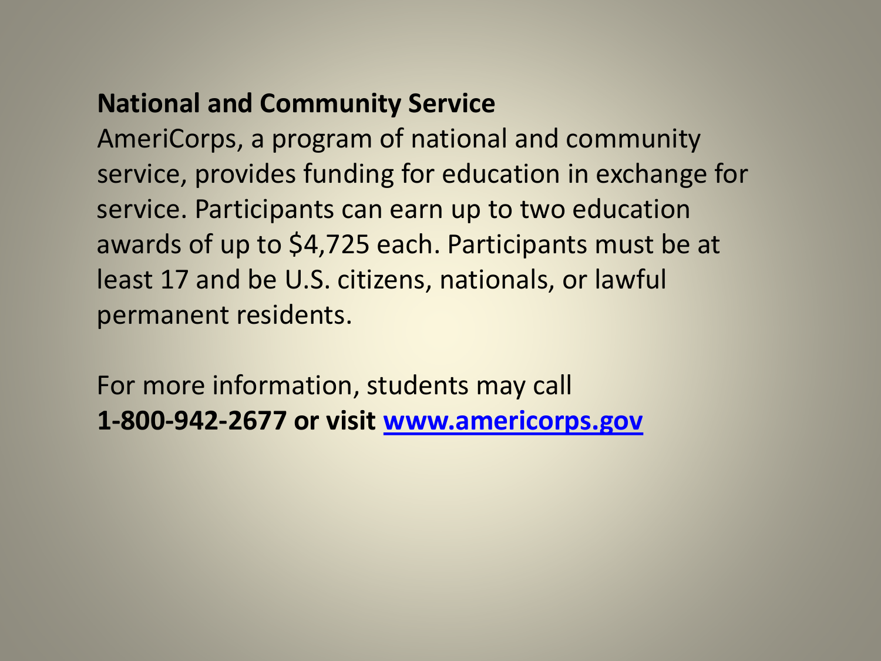**National and Community Service**

AmeriCorps, a program of national and community service, provides funding for education in exchange for service. Participants can earn up to two education awards of up to $4,725 each. Participants must be at least 17 and be U.S. citizens, nationals, or lawful permanent residents.

For more information, students may call **1-800-942-2677 or visit [www.americorps.gov](http://www.americorps.gov)**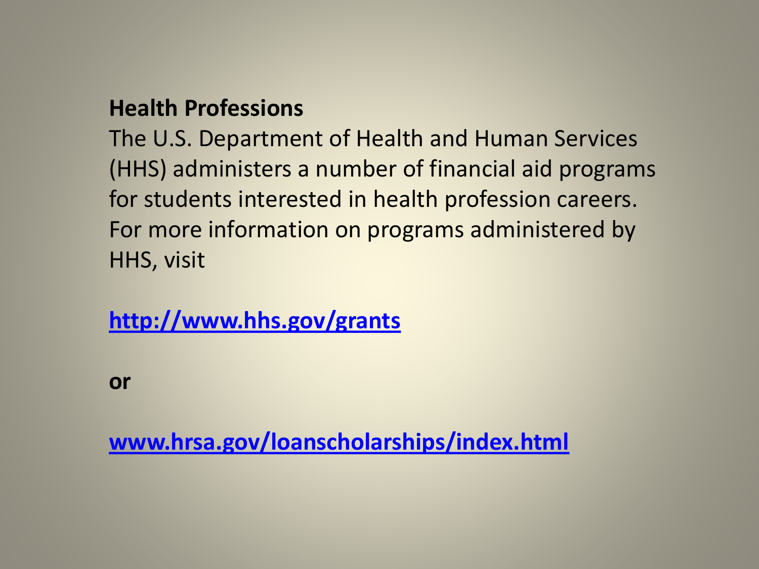**Health Professions**

The U.S. Department of Health and Human Services (HHS) administers a number of financial aid programs for students interested in health profession careers. For more information on programs administered by HHS, visit

**http://www.hhs.gov/grants**

**or**

**www.hrsa.gov/loanscholarships/index.html**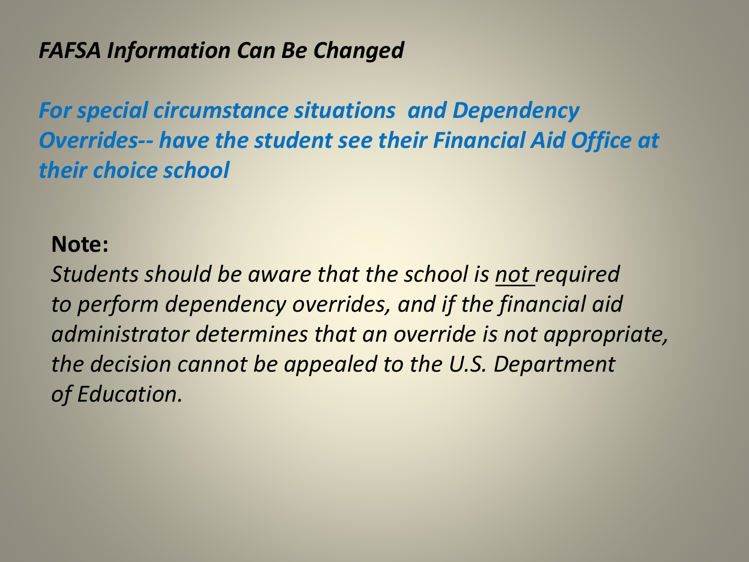## *FAFSA Information Can Be Changed*

***For special circumstance situations and Dependency Overrides-- have the student see their Financial Aid Office at their choice school***

**Note:**

*Students should be aware that the school is <u>not</u> required to perform dependency overrides, and if the financial aid administrator determines that an override is not appropriate, the decision cannot be appealed to the U.S. Department of Education.*